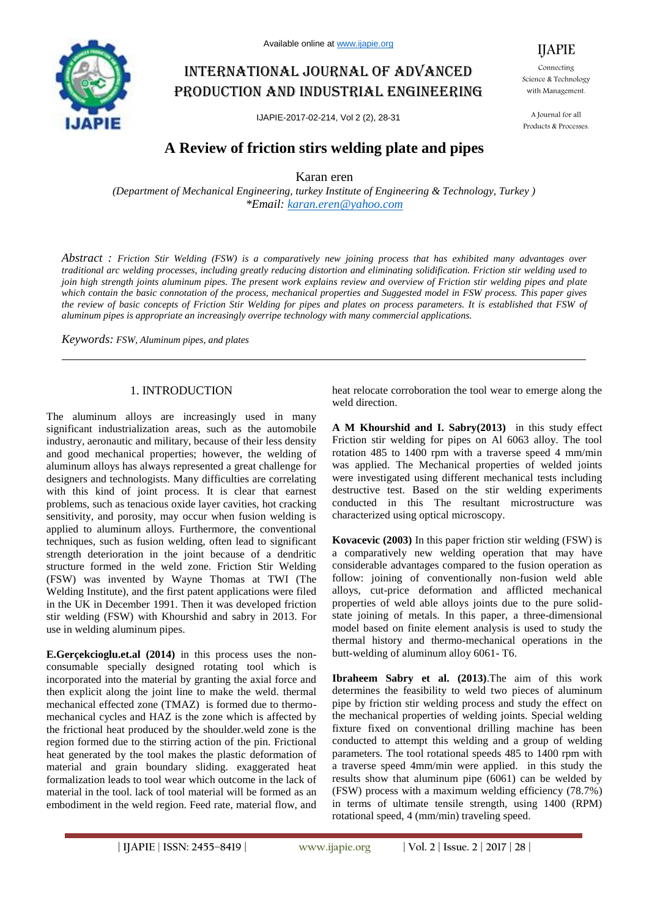# A Review of friction stirs welding plate and pipes

Karan eren

*(Department of Mechanical Engineering, turkey Institute of Engineering & Technology, Turkey )*
*\*Email: karan.eren@yahoo.com*

*Abstract : Friction Stir Welding (FSW) is a comparatively new joining process that has exhibited many advantages over traditional arc welding processes, including greatly reducing distortion and eliminating solidification. Friction stir welding used to join high strength joints aluminum pipes. The present work explains review and overview of Friction stir welding pipes and plate which contain the basic connotation of the process, mechanical properties and Suggested model in FSW process. This paper gives the review of basic concepts of Friction Stir Welding for pipes and plates on process parameters. It is established that FSW of aluminum pipes is appropriate an increasingly overripe technology with many commercial applications.*

*Keywords: FSW, Aluminum pipes, and plates*

## 1. INTRODUCTION

The aluminum alloys are increasingly used in many significant industrialization areas, such as the automobile industry, aeronautic and military, because of their less density and good mechanical properties; however, the welding of aluminum alloys has always represented a great challenge for designers and technologists. Many difficulties are correlating with this kind of joint process. It is clear that earnest problems, such as tenacious oxide layer cavities, hot cracking sensitivity, and porosity, may occur when fusion welding is applied to aluminum alloys. Furthermore, the conventional techniques, such as fusion welding, often lead to significant strength deterioration in the joint because of a dendritic structure formed in the weld zone. Friction Stir Welding (FSW) was invented by Wayne Thomas at TWI (The Welding Institute), and the first patent applications were filed in the UK in December 1991. Then it was developed friction stir welding (FSW) with Khourshid and sabry in 2013. For use in welding aluminum pipes.

**E.Gerçekcioglu.et.al (2014)** in this process uses the non-consumable specially designed rotating tool which is incorporated into the material by granting the axial force and then explicit along the joint line to make the weld. thermal mechanical effected zone (TMAZ) is formed due to thermo-mechanical cycles and HAZ is the zone which is affected by the frictional heat produced by the shoulder.weld zone is the region formed due to the stirring action of the pin. Frictional heat generated by the tool makes the plastic deformation of material and grain boundary sliding. exaggerated heat formalization leads to tool wear which outcome in the lack of material in the tool. lack of tool material will be formed as an embodiment in the weld region. Feed rate, material flow, and heat relocate corroboration the tool wear to emerge along the weld direction.

**A M Khourshid and I. Sabry(2013)** in this study effect Friction stir welding for pipes on Al 6063 alloy. The tool rotation 485 to 1400 rpm with a traverse speed 4 mm/min was applied. The Mechanical properties of welded joints were investigated using different mechanical tests including destructive test. Based on the stir welding experiments conducted in this The resultant microstructure was characterized using optical microscopy.

**Kovacevic (2003)** In this paper friction stir welding (FSW) is a comparatively new welding operation that may have considerable advantages compared to the fusion operation as follow: joining of conventionally non-fusion weld able alloys, cut-price deformation and afflicted mechanical properties of weld able alloys joints due to the pure solid-state joining of metals. In this paper, a three-dimensional model based on finite element analysis is used to study the thermal history and thermo-mechanical operations in the butt-welding of aluminum alloy 6061- T6.

**Ibraheem Sabry et al. (2013)**.The aim of this work determines the feasibility to weld two pieces of aluminum pipe by friction stir welding process and study the effect on the mechanical properties of welding joints. Special welding fixture fixed on conventional drilling machine has been conducted to attempt this welding and a group of welding parameters. The tool rotational speeds 485 to 1400 rpm with a traverse speed 4mm/min were applied. in this study the results show that aluminum pipe (6061) can be welded by (FSW) process with a maximum welding efficiency (78.7%) in terms of ultimate tensile strength, using 1400 (RPM) rotational speed, 4 (mm/min) traveling speed.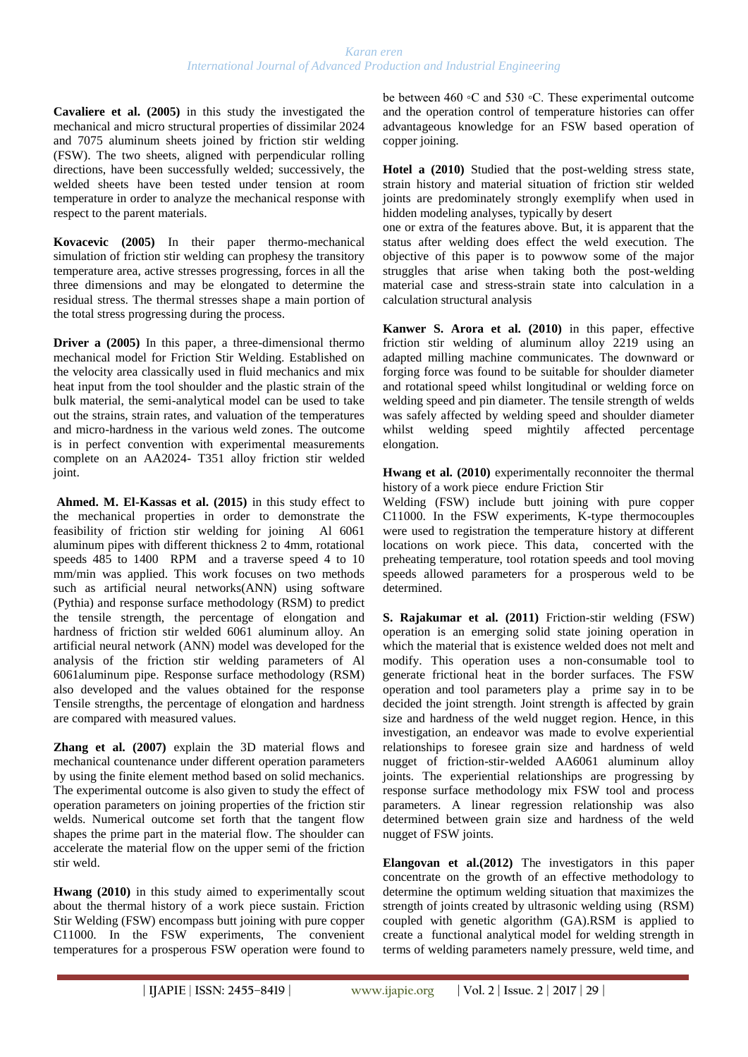**Cavaliere et al. (2005)** in this study the investigated the mechanical and micro structural properties of dissimilar 2024 and 7075 aluminum sheets joined by friction stir welding (FSW). The two sheets, aligned with perpendicular rolling directions, have been successfully welded; successively, the welded sheets have been tested under tension at room temperature in order to analyze the mechanical response with respect to the parent materials.

**Kovacevic (2005)** In their paper thermo-mechanical simulation of friction stir welding can prophesy the transitory temperature area, active stresses progressing, forces in all the three dimensions and may be elongated to determine the residual stress. The thermal stresses shape a main portion of the total stress progressing during the process.

**Driver a (2005)** In this paper, a three-dimensional thermo mechanical model for Friction Stir Welding. Established on the velocity area classically used in fluid mechanics and mix heat input from the tool shoulder and the plastic strain of the bulk material, the semi-analytical model can be used to take out the strains, strain rates, and valuation of the temperatures and micro-hardness in the various weld zones. The outcome is in perfect convention with experimental measurements complete on an AA2024- T351 alloy friction stir welded joint.

**Ahmed. M. El-Kassas et al. (2015)** in this study effect to the mechanical properties in order to demonstrate the feasibility of friction stir welding for joining Al 6061 aluminum pipes with different thickness 2 to 4mm, rotational speeds 485 to 1400 RPM and a traverse speed 4 to 10 mm/min was applied. This work focuses on two methods such as artificial neural networks(ANN) using software (Pythia) and response surface methodology (RSM) to predict the tensile strength, the percentage of elongation and hardness of friction stir welded 6061 aluminum alloy. An artificial neural network (ANN) model was developed for the analysis of the friction stir welding parameters of Al 6061aluminum pipe. Response surface methodology (RSM) also developed and the values obtained for the response Tensile strengths, the percentage of elongation and hardness are compared with measured values.

**Zhang et al. (2007)** explain the 3D material flows and mechanical countenance under different operation parameters by using the finite element method based on solid mechanics. The experimental outcome is also given to study the effect of operation parameters on joining properties of the friction stir welds. Numerical outcome set forth that the tangent flow shapes the prime part in the material flow. The shoulder can accelerate the material flow on the upper semi of the friction stir weld.

**Hwang (2010)** in this study aimed to experimentally scout about the thermal history of a work piece sustain. Friction Stir Welding (FSW) encompass butt joining with pure copper C11000. In the FSW experiments, The convenient temperatures for a prosperous FSW operation were found to be between 460 ◦C and 530 ◦C. These experimental outcome and the operation control of temperature histories can offer advantageous knowledge for an FSW based operation of copper joining.

**Hotel a (2010)** Studied that the post-welding stress state, strain history and material situation of friction stir welded joints are predominately strongly exemplify when used in hidden modeling analyses, typically by desert one or extra of the features above. But, it is apparent that the status after welding does effect the weld execution. The objective of this paper is to powwow some of the major struggles that arise when taking both the post-welding material case and stress-strain state into calculation in a calculation structural analysis

**Kanwer S. Arora et al. (2010)** in this paper, effective friction stir welding of aluminum alloy 2219 using an adapted milling machine communicates. The downward or forging force was found to be suitable for shoulder diameter and rotational speed whilst longitudinal or welding force on welding speed and pin diameter. The tensile strength of welds was safely affected by welding speed and shoulder diameter whilst welding speed mightily affected percentage elongation.

**Hwang et al. (2010)** experimentally reconnoiter the thermal history of a work piece endure Friction Stir Welding (FSW) include butt joining with pure copper C11000. In the FSW experiments, K-type thermocouples were used to registration the temperature history at different locations on work piece. This data, concerted with the preheating temperature, tool rotation speeds and tool moving speeds allowed parameters for a prosperous weld to be determined.

**S. Rajakumar et al. (2011)** Friction-stir welding (FSW) operation is an emerging solid state joining operation in which the material that is existence welded does not melt and modify. This operation uses a non-consumable tool to generate frictional heat in the border surfaces. The FSW operation and tool parameters play a prime say in to be decided the joint strength. Joint strength is affected by grain size and hardness of the weld nugget region. Hence, in this investigation, an endeavor was made to evolve experiential relationships to foresee grain size and hardness of weld nugget of friction-stir-welded AA6061 aluminum alloy joints. The experiential relationships are progressing by response surface methodology mix FSW tool and process parameters. A linear regression relationship was also determined between grain size and hardness of the weld nugget of FSW joints.

**Elangovan et al.(2012)** The investigators in this paper concentrate on the growth of an effective methodology to determine the optimum welding situation that maximizes the strength of joints created by ultrasonic welding using (RSM) coupled with genetic algorithm (GA).RSM is applied to create a functional analytical model for welding strength in terms of welding parameters namely pressure, weld time, and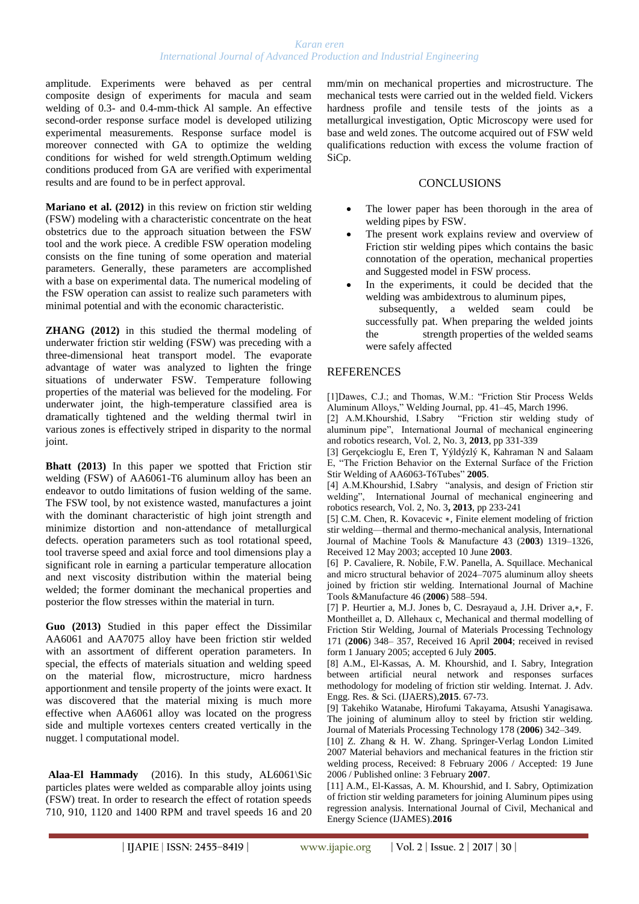amplitude. Experiments were behaved as per central composite design of experiments for macula and seam welding of 0.3- and 0.4-mm-thick Al sample. An effective second-order response surface model is developed utilizing experimental measurements. Response surface model is moreover connected with GA to optimize the welding conditions for wished for weld strength.Optimum welding conditions produced from GA are verified with experimental results and are found to be in perfect approval.

**Mariano et al. (2012)** in this review on friction stir welding (FSW) modeling with a characteristic concentrate on the heat obstetrics due to the approach situation between the FSW tool and the work piece. A credible FSW operation modeling consists on the fine tuning of some operation and material parameters. Generally, these parameters are accomplished with a base on experimental data. The numerical modeling of the FSW operation can assist to realize such parameters with minimal potential and with the economic characteristic.

**ZHANG (2012)** in this studied the thermal modeling of underwater friction stir welding (FSW) was preceding with a three-dimensional heat transport model. The evaporate advantage of water was analyzed to lighten the fringe situations of underwater FSW. Temperature following properties of the material was believed for the modeling. For underwater joint, the high-temperature classified area is dramatically tightened and the welding thermal twirl in various zones is effectively striped in disparity to the normal joint.

**Bhatt (2013)** In this paper we spotted that Friction stir welding (FSW) of AA6061-T6 aluminum alloy has been an endeavor to outdo limitations of fusion welding of the same. The FSW tool, by not existence wasted, manufactures a joint with the dominant characteristic of high joint strength and minimize distortion and non-attendance of metallurgical defects. operation parameters such as tool rotational speed, tool traverse speed and axial force and tool dimensions play a significant role in earning a particular temperature allocation and next viscosity distribution within the material being welded; the former dominant the mechanical properties and posterior the flow stresses within the material in turn.

**Guo (2013)** Studied in this paper effect the Dissimilar AA6061 and AA7075 alloy have been friction stir welded with an assortment of different operation parameters. In special, the effects of materials situation and welding speed on the material flow, microstructure, micro hardness apportionment and tensile property of the joints were exact. It was discovered that the material mixing is much more effective when AA6061 alloy was located on the progress side and multiple vortexes centers created vertically in the nugget. l computational model.

**Alaa-El Hammady** (2016). In this study, AL6061\Sic particles plates were welded as comparable alloy joints using (FSW) treat. In order to research the effect of rotation speeds 710, 910, 1120 and 1400 RPM and travel speeds 16 and 20 mm/min on mechanical properties and microstructure. The mechanical tests were carried out in the welded field. Vickers hardness profile and tensile tests of the joints as a metallurgical investigation, Optic Microscopy were used for base and weld zones. The outcome acquired out of FSW weld qualifications reduction with excess the volume fraction of SiCp.

## CONCLUSIONS

- The lower paper has been thorough in the area of welding pipes by FSW.
- The present work explains review and overview of Friction stir welding pipes which contains the basic connotation of the operation, mechanical properties and Suggested model in FSW process.
- In the experiments, it could be decided that the welding was ambidextrous to aluminum pipes, subsequently, a welded seam could be successfully pat. When preparing the welded joints the strength properties of the welded seams were safely affected

## REFERENCES

[1]Dawes, C.J.; and Thomas, W.M.: "Friction Stir Process Welds Aluminum Alloys," Welding Journal, pp. 41–45, March 1996.

[2] A.M.Khourshid, I.Sabry "Friction stir welding study of aluminum pipe", International Journal of mechanical engineering and robotics research, Vol. 2, No. 3, **2013**, pp 331-339

[3] Gerçekcioglu E, Eren T, Ýýldýzlý K, Kahraman N and Salaam E, "The Friction Behavior on the External Surface of the Friction Stir Welding of AA6063-T6Tubes" **2005**.

[4] A.M.Khourshid, I.Sabry "analysis, and design of Friction stir welding", International Journal of mechanical engineering and robotics research, Vol. 2, No. 3**, 2013**, pp 233-241

[5] C.M. Chen, R. Kovacevic ∗, Finite element modeling of friction stir welding—thermal and thermo-mechanical analysis, International Journal of Machine Tools & Manufacture 43 (2**003**) 1319–1326, Received 12 May 2003; accepted 10 June **2003**.

[6] P. Cavaliere, R. Nobile, F.W. Panella, A. Squillace. Mechanical and micro structural behavior of 2024–7075 aluminum alloy sheets joined by friction stir welding. International Journal of Machine Tools &Manufacture 46 (**2006**) 588–594.

[7] P. Heurtier a, M.J. Jones b, C. Desrayaud a, J.H. Driver a,∗, F. Montheillet a, D. Allehaux c, Mechanical and thermal modelling of Friction Stir Welding, Journal of Materials Processing Technology 171 (**2006**) 348– 357, Received 16 April **2004**; received in revised form 1 January 2005; accepted 6 July **2005**.

[8] A.M., El-Kassas, A. M. Khourshid, and I. Sabry, Integration between artificial neural network and responses surfaces methodology for modeling of friction stir welding. Internat. J. Adv. Engg. Res. & Sci. (IJAERS),**2015**. 67-73.

[9] Takehiko Watanabe, Hirofumi Takayama, Atsushi Yanagisawa. The joining of aluminum alloy to steel by friction stir welding. Journal of Materials Processing Technology 178 (**2006**) 342–349.

[10] Z. Zhang & H. W. Zhang. Springer-Verlag London Limited 2007 Material behaviors and mechanical features in the friction stir welding process, Received: 8 February 2006 / Accepted: 19 June 2006 / Published online: 3 February **2007**.

[11] A.M., El-Kassas, A. M. Khourshid, and I. Sabry, Optimization of friction stir welding parameters for joining Aluminum pipes using regression analysis. International Journal of Civil, Mechanical and Energy Science (IJAMES).**2016**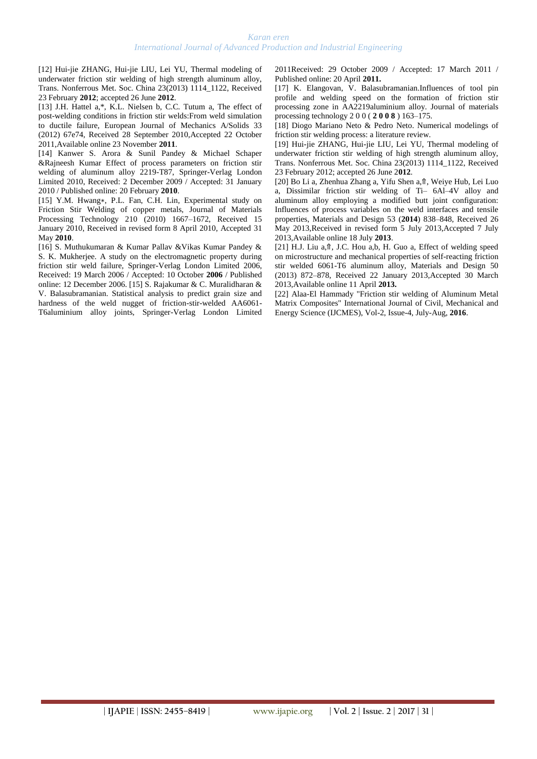[12] Hui-jie ZHANG, Hui-jie LIU, Lei YU, Thermal modeling of underwater friction stir welding of high strength aluminum alloy, Trans. Nonferrous Met. Soc. China 23(2013) 1114_1122, Received 23 February **2012**; accepted 26 June **2012**.

[13] J.H. Hattel a,*, K.L. Nielsen b, C.C. Tutum a, The effect of post-welding conditions in friction stir welds:From weld simulation to ductile failure, European Journal of Mechanics A/Solids 33 (2012) 67e74, Received 28 September 2010,Accepted 22 October 2011,Available online 23 November **2011**.

[14] Kanwer S. Arora & Sunil Pandey & Michael Schaper &Rajneesh Kumar Effect of process parameters on friction stir welding of aluminum alloy 2219-T87, Springer-Verlag London Limited 2010, Received: 2 December 2009 / Accepted: 31 January 2010 / Published online: 20 February **2010**.

[15] Y.M. Hwang∗, P.L. Fan, C.H. Lin, Experimental study on Friction Stir Welding of copper metals, Journal of Materials Processing Technology 210 (2010) 1667–1672, Received 15 January 2010, Received in revised form 8 April 2010, Accepted 31 May **2010**.

[16] S. Muthukumaran & Kumar Pallav &Vikas Kumar Pandey & S. K. Mukherjee. A study on the electromagnetic property during friction stir weld failure, Springer-Verlag London Limited 2006, Received: 19 March 2006 / Accepted: 10 October **2006** / Published online: 12 December 2006. [15] S. Rajakumar & C. Muralidharan & V. Balasubramanian. Statistical analysis to predict grain size and hardness of the weld nugget of friction-stir-welded AA6061-T6aluminium alloy joints, Springer-Verlag London Limited 2011Received: 29 October 2009 / Accepted: 17 March 2011 / Published online: 20 April **2011.**

[17] K. Elangovan, V. Balasubramanian.Influences of tool pin profile and welding speed on the formation of friction stir processing zone in AA2219aluminium alloy. Journal of materials processing technology 2 0 0 ( **2 0 0 8** ) 163–175.

[18] Diogo Mariano Neto & Pedro Neto. Numerical modelings of friction stir welding process: a literature review.

[19] Hui-jie ZHANG, Hui-jie LIU, Lei YU, Thermal modeling of underwater friction stir welding of high strength aluminum alloy, Trans. Nonferrous Met. Soc. China 23(2013) 1114_1122, Received 23 February 2012; accepted 26 June 2**012**.

[20] Bo Li a, Zhenhua Zhang a, Yifu Shen a,⇑, Weiye Hub, Lei Luo a, Dissimilar friction stir welding of Ti– 6Al–4V alloy and aluminum alloy employing a modified butt joint configuration: Influences of process variables on the weld interfaces and tensile properties, Materials and Design 53 (**2014**) 838–848, Received 26 May 2013,Received in revised form 5 July 2013,Accepted 7 July 2013,Available online 18 July **2013**.

[21] H.J. Liu a,⇑, J.C. Hou a,b, H. Guo a, Effect of welding speed on microstructure and mechanical properties of self-reacting friction stir welded 6061-T6 aluminum alloy, Materials and Design 50 (2013) 872–878, Received 22 January 2013,Accepted 30 March 2013,Available online 11 April **2013.**

[22] Alaa-El Hammady "Friction stir welding of Aluminum Metal Matrix Composites" International Journal of Civil, Mechanical and Energy Science (IJCMES), Vol-2, Issue-4, July-Aug, **2016**.